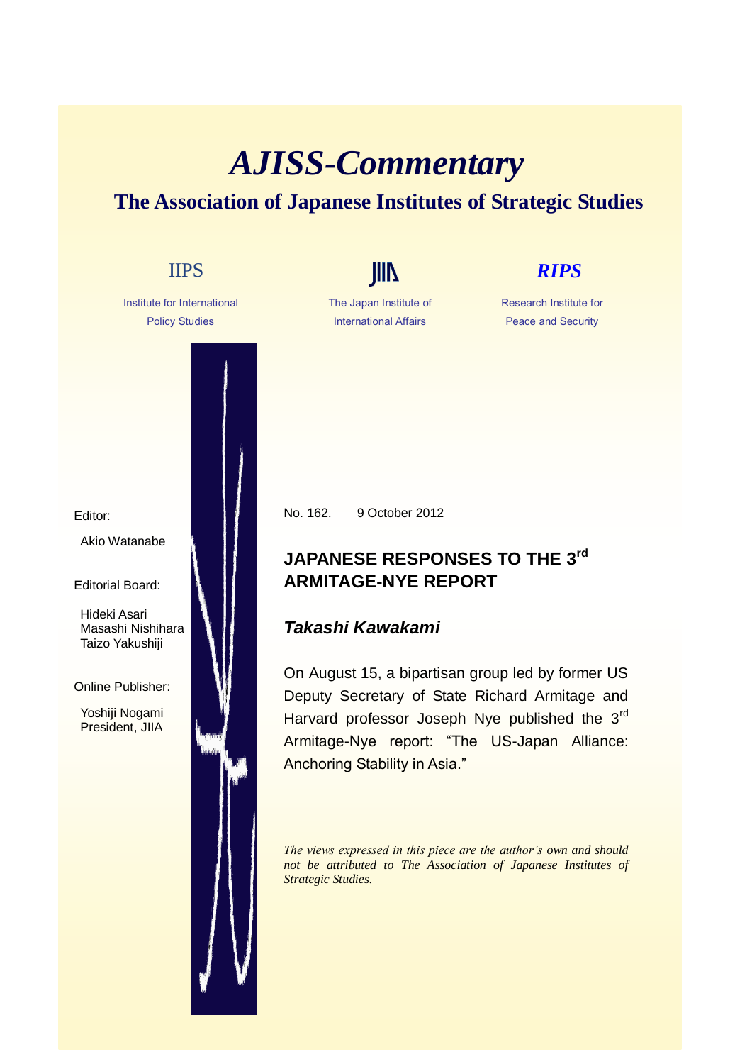# AJISS-Commentary

## The Association of Japanese Institutes of Strategic Studies

IIPS
Institute for International Policy Studies

JIIA
The Japan Institute of International Affairs

RIPS
Research Institute for Peace and Security

Editor:
Akio Watanabe

Editorial Board:
Hideki Asari
Masashi Nishihara
Taizo Yakushiji

Online Publisher:
Yoshiji Nogami
President, JIIA

No. 162. 9 October 2012

## JAPANESE RESPONSES TO THE 3rd ARMITAGE-NYE REPORT

### *Takashi Kawakami*

On August 15, a bipartisan group led by former US Deputy Secretary of State Richard Armitage and Harvard professor Joseph Nye published the 3rd Armitage-Nye report: "The US-Japan Alliance: Anchoring Stability in Asia."

*The views expressed in this piece are the author's own and should not be attributed to The Association of Japanese Institutes of Strategic Studies.*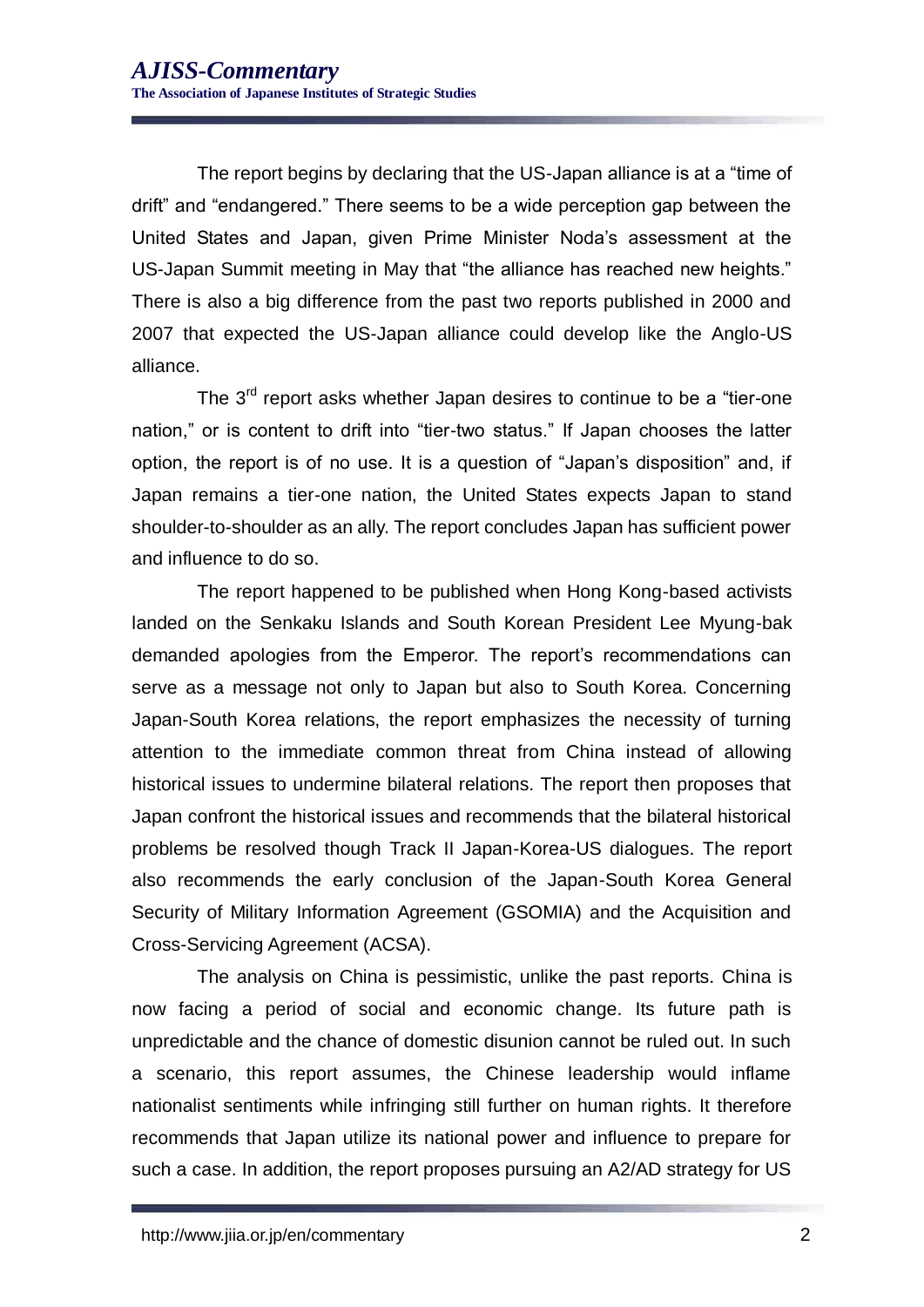The report begins by declaring that the US-Japan alliance is at a "time of drift" and "endangered." There seems to be a wide perception gap between the United States and Japan, given Prime Minister Noda's assessment at the US-Japan Summit meeting in May that "the alliance has reached new heights." There is also a big difference from the past two reports published in 2000 and 2007 that expected the US-Japan alliance could develop like the Anglo-US alliance.

The 3rd report asks whether Japan desires to continue to be a "tier-one nation," or is content to drift into "tier-two status." If Japan chooses the latter option, the report is of no use. It is a question of "Japan's disposition" and, if Japan remains a tier-one nation, the United States expects Japan to stand shoulder-to-shoulder as an ally. The report concludes Japan has sufficient power and influence to do so.

The report happened to be published when Hong Kong-based activists landed on the Senkaku Islands and South Korean President Lee Myung-bak demanded apologies from the Emperor. The report's recommendations can serve as a message not only to Japan but also to South Korea. Concerning Japan-South Korea relations, the report emphasizes the necessity of turning attention to the immediate common threat from China instead of allowing historical issues to undermine bilateral relations. The report then proposes that Japan confront the historical issues and recommends that the bilateral historical problems be resolved though Track II Japan-Korea-US dialogues. The report also recommends the early conclusion of the Japan-South Korea General Security of Military Information Agreement (GSOMIA) and the Acquisition and Cross-Servicing Agreement (ACSA).

The analysis on China is pessimistic, unlike the past reports. China is now facing a period of social and economic change. Its future path is unpredictable and the chance of domestic disunion cannot be ruled out. In such a scenario, this report assumes, the Chinese leadership would inflame nationalist sentiments while infringing still further on human rights. It therefore recommends that Japan utilize its national power and influence to prepare for such a case. In addition, the report proposes pursuing an A2/AD strategy for US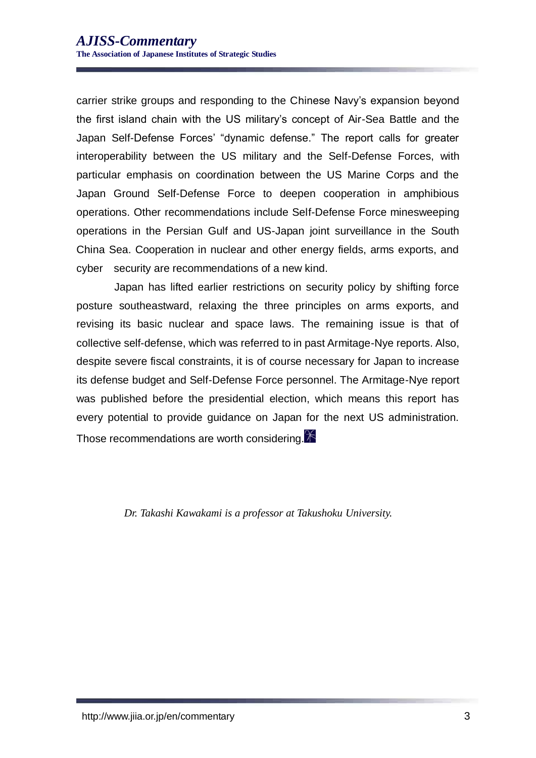carrier strike groups and responding to the Chinese Navy's expansion beyond the first island chain with the US military's concept of Air-Sea Battle and the Japan Self-Defense Forces' "dynamic defense." The report calls for greater interoperability between the US military and the Self-Defense Forces, with particular emphasis on coordination between the US Marine Corps and the Japan Ground Self-Defense Force to deepen cooperation in amphibious operations. Other recommendations include Self-Defense Force minesweeping operations in the Persian Gulf and US-Japan joint surveillance in the South China Sea. Cooperation in nuclear and other energy fields, arms exports, and cyber security are recommendations of a new kind.

Japan has lifted earlier restrictions on security policy by shifting force posture southeastward, relaxing the three principles on arms exports, and revising its basic nuclear and space laws. The remaining issue is that of collective self-defense, which was referred to in past Armitage-Nye reports. Also, despite severe fiscal constraints, it is of course necessary for Japan to increase its defense budget and Self-Defense Force personnel. The Armitage-Nye report was published before the presidential election, which means this report has every potential to provide guidance on Japan for the next US administration. Those recommendations are worth considering.

*Dr. Takashi Kawakami is a professor at Takushoku University.*